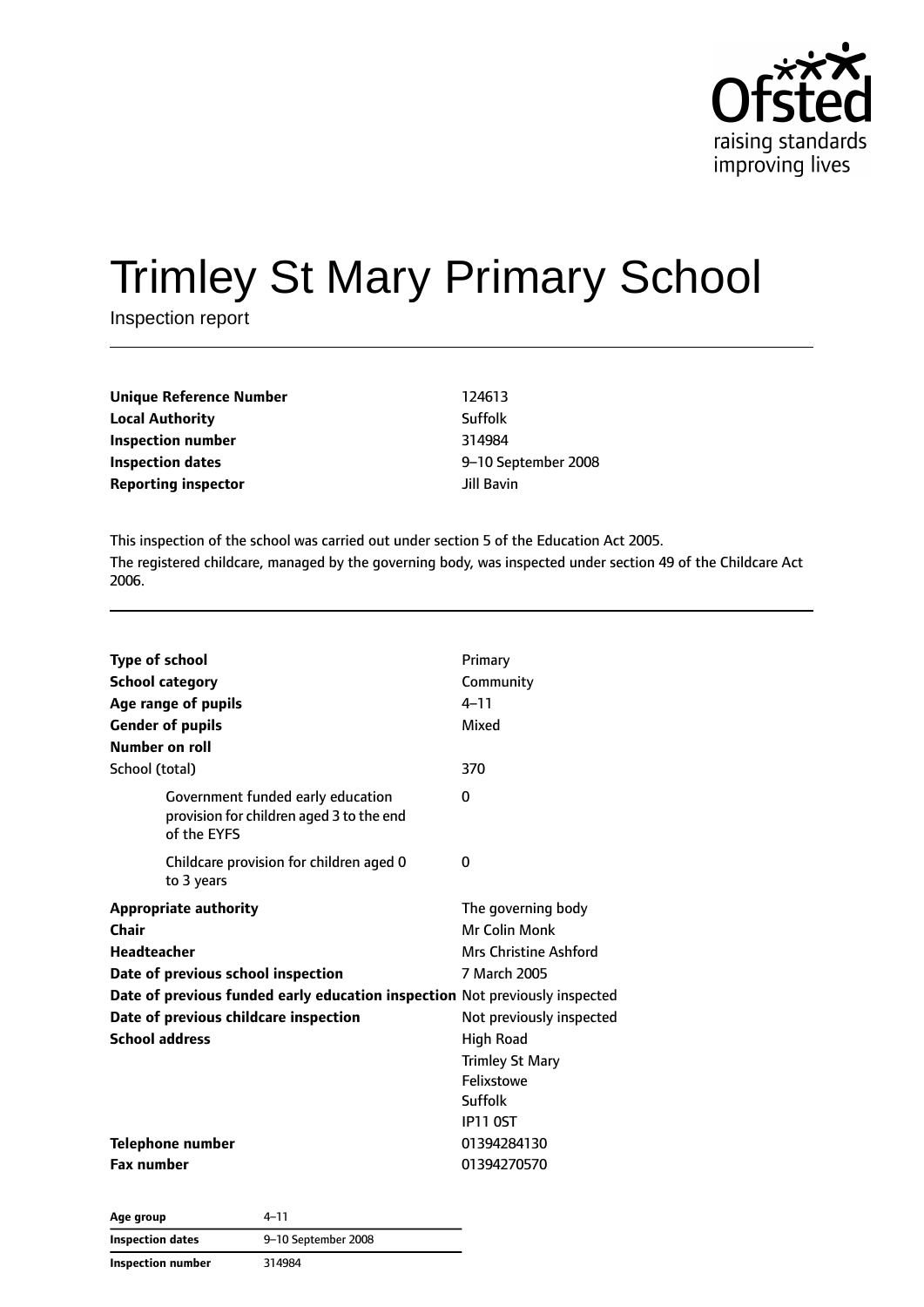Ofsted
raising standards
improving lives

# Trimley St Mary Primary School

Inspection report

| | |
|---|---|
| **Unique Reference Number** | 124613 |
| **Local Authority** | Suffolk |
| **Inspection number** | 314984 |
| **Inspection dates** | 9–10 September 2008 |
| **Reporting inspector** | Jill Bavin |

This inspection of the school was carried out under section 5 of the Education Act 2005.

The registered childcare, managed by the governing body, was inspected under section 49 of the Childcare Act 2006.

| | |
|---|---|
| **Type of school** | Primary |
| **School category** | Community |
| **Age range of pupils** | 4–11 |
| **Gender of pupils** | Mixed |
| **Number on roll** | |
| School (total) | 370 |
| Government funded early education provision for children aged 3 to the end of the EYFS | 0 |
| Childcare provision for children aged 0 to 3 years | 0 |
| **Appropriate authority** | The governing body |
| **Chair** | Mr Colin Monk |
| **Headteacher** | Mrs Christine Ashford |
| **Date of previous school inspection** | 7 March 2005 |
| **Date of previous funded early education inspection** | Not previously inspected |
| **Date of previous childcare inspection** | Not previously inspected |
| **School address** | High Road<br>Trimley St Mary<br>Felixstowe<br>Suffolk<br>IP11 0ST |
| **Telephone number** | 01394284130 |
| **Fax number** | 01394270570 |

| **Age group** | 4–11 |
|---|---|
| **Inspection dates** | 9–10 September 2008 |
| **Inspection number** | 314984 |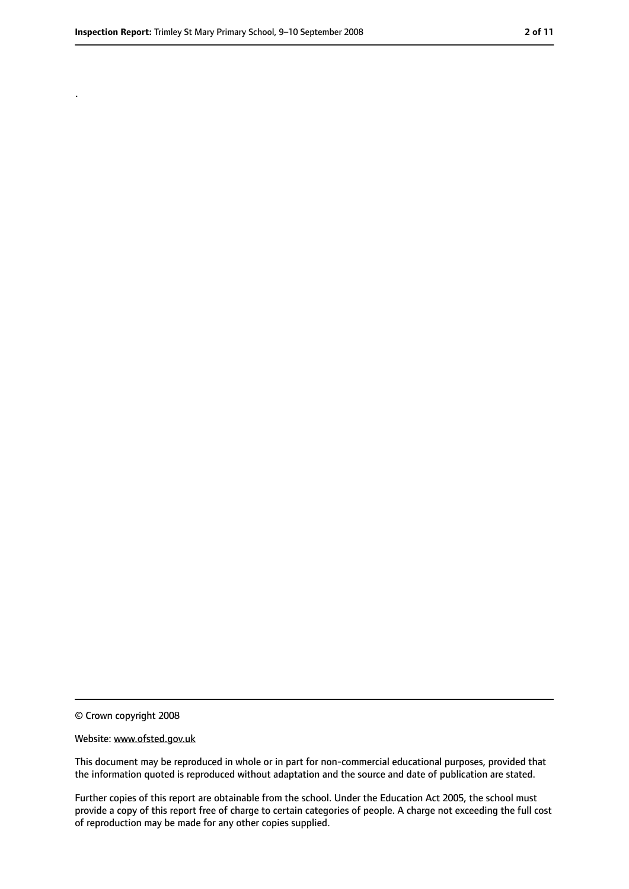.

© Crown copyright 2008

Website: www.ofsted.gov.uk

This document may be reproduced in whole or in part for non-commercial educational purposes, provided that the information quoted is reproduced without adaptation and the source and date of publication are stated.

Further copies of this report are obtainable from the school. Under the Education Act 2005, the school must provide a copy of this report free of charge to certain categories of people. A charge not exceeding the full cost of reproduction may be made for any other copies supplied.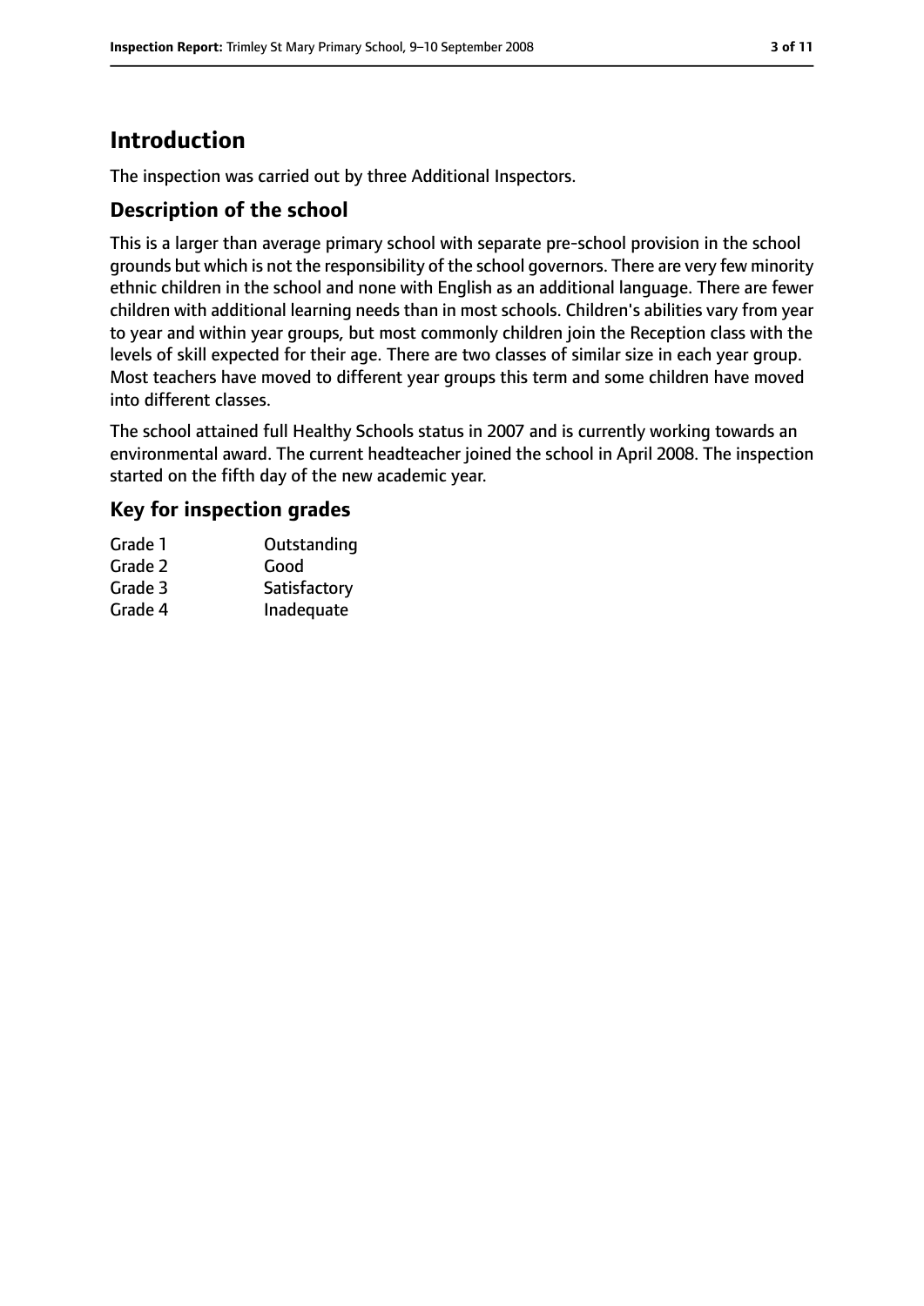# Introduction

The inspection was carried out by three Additional Inspectors.

## Description of the school

This is a larger than average primary school with separate pre-school provision in the school grounds but which is not the responsibility of the school governors. There are very few minority ethnic children in the school and none with English as an additional language. There are fewer children with additional learning needs than in most schools. Children's abilities vary from year to year and within year groups, but most commonly children join the Reception class with the levels of skill expected for their age. There are two classes of similar size in each year group. Most teachers have moved to different year groups this term and some children have moved into different classes.

The school attained full Healthy Schools status in 2007 and is currently working towards an environmental award. The current headteacher joined the school in April 2008. The inspection started on the fifth day of the new academic year.

## Key for inspection grades

| | |
|---|---|
| Grade 1 | Outstanding |
| Grade 2 | Good |
| Grade 3 | Satisfactory |
| Grade 4 | Inadequate |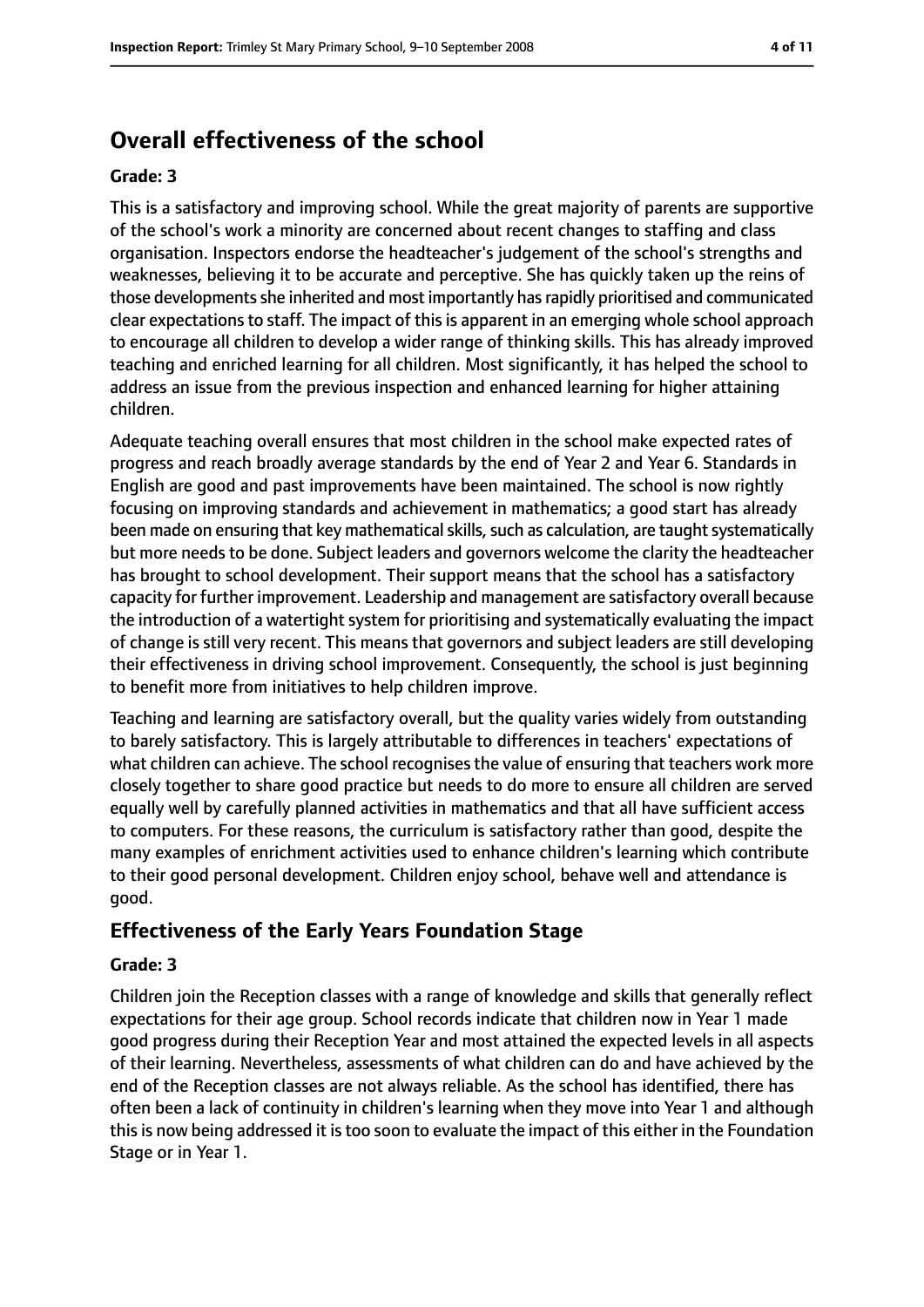## Overall effectiveness of the school

### Grade: 3

This is a satisfactory and improving school. While the great majority of parents are supportive of the school's work a minority are concerned about recent changes to staffing and class organisation. Inspectors endorse the headteacher's judgement of the school's strengths and weaknesses, believing it to be accurate and perceptive. She has quickly taken up the reins of those developments she inherited and most importantly has rapidly prioritised and communicated clear expectations to staff. The impact of this is apparent in an emerging whole school approach to encourage all children to develop a wider range of thinking skills. This has already improved teaching and enriched learning for all children. Most significantly, it has helped the school to address an issue from the previous inspection and enhanced learning for higher attaining children.

Adequate teaching overall ensures that most children in the school make expected rates of progress and reach broadly average standards by the end of Year 2 and Year 6. Standards in English are good and past improvements have been maintained. The school is now rightly focusing on improving standards and achievement in mathematics; a good start has already been made on ensuring that key mathematical skills, such as calculation, are taught systematically but more needs to be done. Subject leaders and governors welcome the clarity the headteacher has brought to school development. Their support means that the school has a satisfactory capacity for further improvement. Leadership and management are satisfactory overall because the introduction of a watertight system for prioritising and systematically evaluating the impact of change is still very recent. This means that governors and subject leaders are still developing their effectiveness in driving school improvement. Consequently, the school is just beginning to benefit more from initiatives to help children improve.

Teaching and learning are satisfactory overall, but the quality varies widely from outstanding to barely satisfactory. This is largely attributable to differences in teachers' expectations of what children can achieve. The school recognises the value of ensuring that teachers work more closely together to share good practice but needs to do more to ensure all children are served equally well by carefully planned activities in mathematics and that all have sufficient access to computers. For these reasons, the curriculum is satisfactory rather than good, despite the many examples of enrichment activities used to enhance children's learning which contribute to their good personal development. Children enjoy school, behave well and attendance is good.

## Effectiveness of the Early Years Foundation Stage

### Grade: 3

Children join the Reception classes with a range of knowledge and skills that generally reflect expectations for their age group. School records indicate that children now in Year 1 made good progress during their Reception Year and most attained the expected levels in all aspects of their learning. Nevertheless, assessments of what children can do and have achieved by the end of the Reception classes are not always reliable. As the school has identified, there has often been a lack of continuity in children's learning when they move into Year 1 and although this is now being addressed it is too soon to evaluate the impact of this either in the Foundation Stage or in Year 1.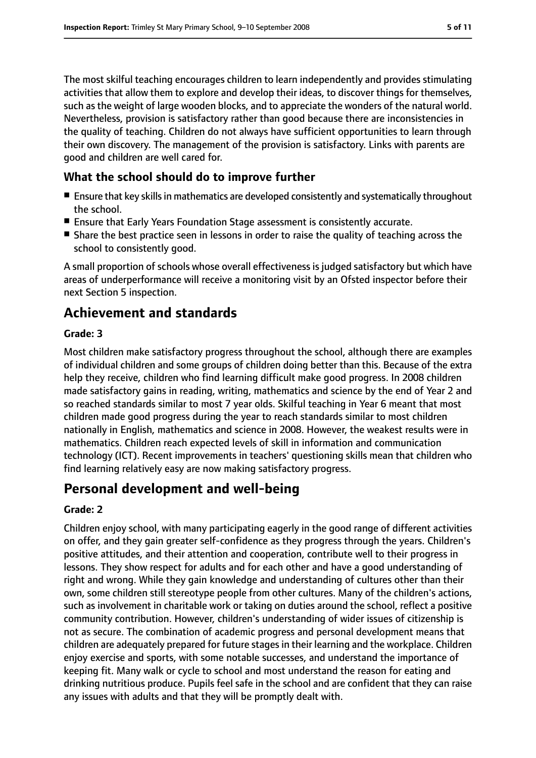The most skilful teaching encourages children to learn independently and provides stimulating activities that allow them to explore and develop their ideas, to discover things for themselves, such as the weight of large wooden blocks, and to appreciate the wonders of the natural world. Nevertheless, provision is satisfactory rather than good because there are inconsistencies in the quality of teaching. Children do not always have sufficient opportunities to learn through their own discovery. The management of the provision is satisfactory. Links with parents are good and children are well cared for.

### What the school should do to improve further

- Ensure that key skills in mathematics are developed consistently and systematically throughout the school.
- Ensure that Early Years Foundation Stage assessment is consistently accurate.
- Share the best practice seen in lessons in order to raise the quality of teaching across the school to consistently good.

A small proportion of schools whose overall effectiveness is judged satisfactory but which have areas of underperformance will receive a monitoring visit by an Ofsted inspector before their next Section 5 inspection.

## Achievement and standards

**Grade: 3**

Most children make satisfactory progress throughout the school, although there are examples of individual children and some groups of children doing better than this. Because of the extra help they receive, children who find learning difficult make good progress. In 2008 children made satisfactory gains in reading, writing, mathematics and science by the end of Year 2 and so reached standards similar to most 7 year olds. Skilful teaching in Year 6 meant that most children made good progress during the year to reach standards similar to most children nationally in English, mathematics and science in 2008. However, the weakest results were in mathematics. Children reach expected levels of skill in information and communication technology (ICT). Recent improvements in teachers' questioning skills mean that children who find learning relatively easy are now making satisfactory progress.

## Personal development and well-being

**Grade: 2**

Children enjoy school, with many participating eagerly in the good range of different activities on offer, and they gain greater self-confidence as they progress through the years. Children's positive attitudes, and their attention and cooperation, contribute well to their progress in lessons. They show respect for adults and for each other and have a good understanding of right and wrong. While they gain knowledge and understanding of cultures other than their own, some children still stereotype people from other cultures. Many of the children's actions, such as involvement in charitable work or taking on duties around the school, reflect a positive community contribution. However, children's understanding of wider issues of citizenship is not as secure. The combination of academic progress and personal development means that children are adequately prepared for future stages in their learning and the workplace. Children enjoy exercise and sports, with some notable successes, and understand the importance of keeping fit. Many walk or cycle to school and most understand the reason for eating and drinking nutritious produce. Pupils feel safe in the school and are confident that they can raise any issues with adults and that they will be promptly dealt with.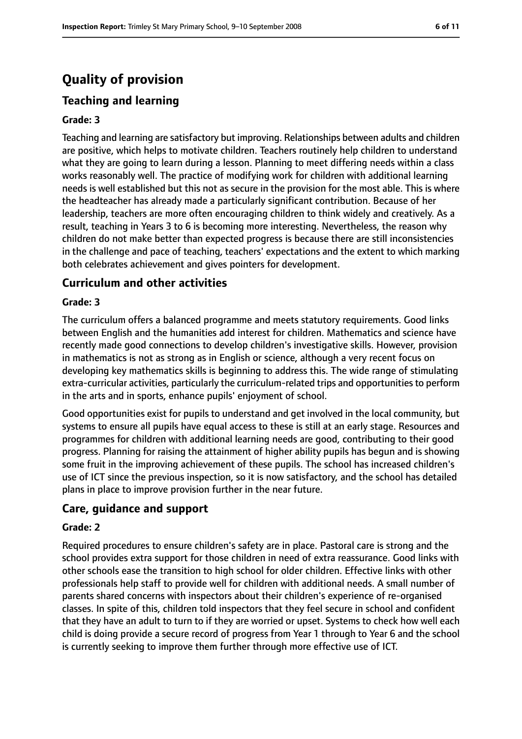# Quality of provision

## Teaching and learning

### Grade: 3

Teaching and learning are satisfactory but improving. Relationships between adults and children are positive, which helps to motivate children. Teachers routinely help children to understand what they are going to learn during a lesson. Planning to meet differing needs within a class works reasonably well. The practice of modifying work for children with additional learning needs is well established but this not as secure in the provision for the most able. This is where the headteacher has already made a particularly significant contribution. Because of her leadership, teachers are more often encouraging children to think widely and creatively. As a result, teaching in Years 3 to 6 is becoming more interesting. Nevertheless, the reason why children do not make better than expected progress is because there are still inconsistencies in the challenge and pace of teaching, teachers' expectations and the extent to which marking both celebrates achievement and gives pointers for development.

## Curriculum and other activities

### Grade: 3

The curriculum offers a balanced programme and meets statutory requirements. Good links between English and the humanities add interest for children. Mathematics and science have recently made good connections to develop children's investigative skills. However, provision in mathematics is not as strong as in English or science, although a very recent focus on developing key mathematics skills is beginning to address this. The wide range of stimulating extra-curricular activities, particularly the curriculum-related trips and opportunities to perform in the arts and in sports, enhance pupils' enjoyment of school.

Good opportunities exist for pupils to understand and get involved in the local community, but systems to ensure all pupils have equal access to these is still at an early stage. Resources and programmes for children with additional learning needs are good, contributing to their good progress. Planning for raising the attainment of higher ability pupils has begun and is showing some fruit in the improving achievement of these pupils. The school has increased children's use of ICT since the previous inspection, so it is now satisfactory, and the school has detailed plans in place to improve provision further in the near future.

## Care, guidance and support

### Grade: 2

Required procedures to ensure children's safety are in place. Pastoral care is strong and the school provides extra support for those children in need of extra reassurance. Good links with other schools ease the transition to high school for older children. Effective links with other professionals help staff to provide well for children with additional needs. A small number of parents shared concerns with inspectors about their children's experience of re-organised classes. In spite of this, children told inspectors that they feel secure in school and confident that they have an adult to turn to if they are worried or upset. Systems to check how well each child is doing provide a secure record of progress from Year 1 through to Year 6 and the school is currently seeking to improve them further through more effective use of ICT.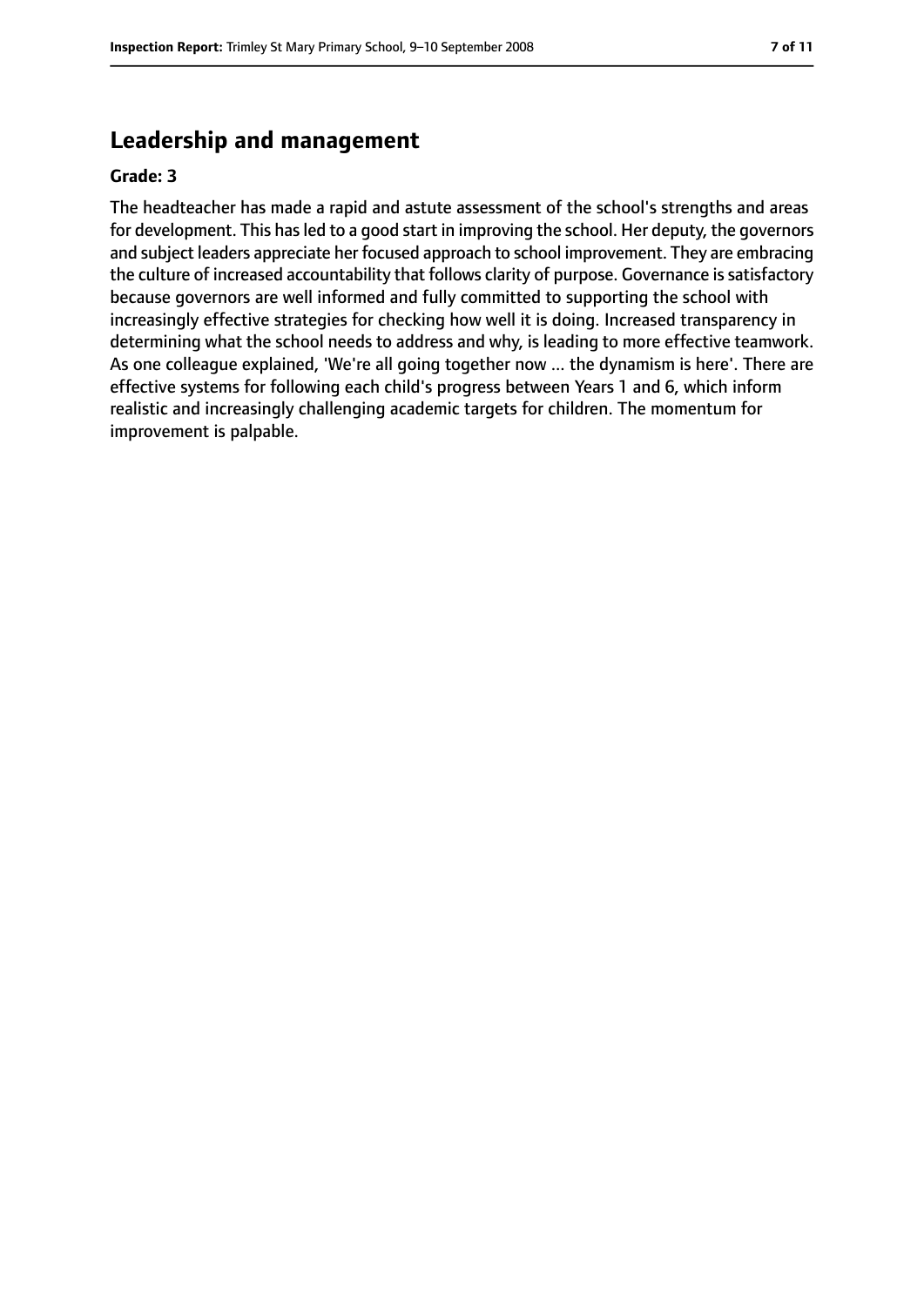## Leadership and management

**Grade: 3**

The headteacher has made a rapid and astute assessment of the school's strengths and areas for development. This has led to a good start in improving the school. Her deputy, the governors and subject leaders appreciate her focused approach to school improvement. They are embracing the culture of increased accountability that follows clarity of purpose. Governance is satisfactory because governors are well informed and fully committed to supporting the school with increasingly effective strategies for checking how well it is doing. Increased transparency in determining what the school needs to address and why, is leading to more effective teamwork. As one colleague explained, 'We're all going together now ... the dynamism is here'. There are effective systems for following each child's progress between Years 1 and 6, which inform realistic and increasingly challenging academic targets for children. The momentum for improvement is palpable.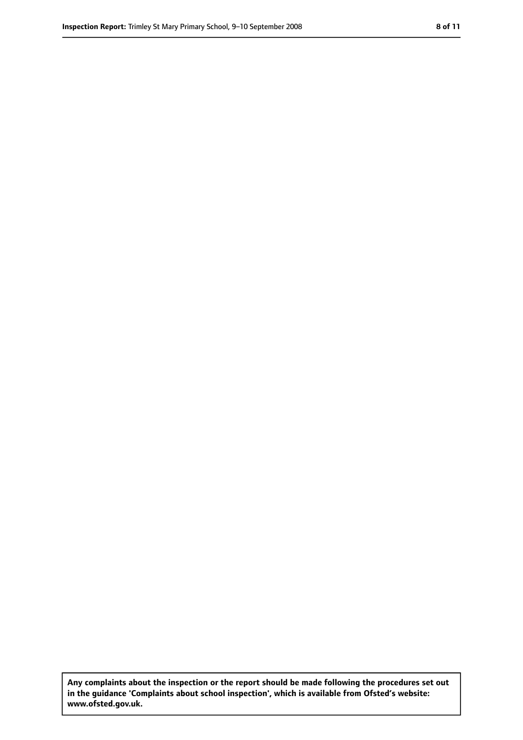**Any complaints about the inspection or the report should be made following the procedures set out in the guidance 'Complaints about school inspection', which is available from Ofsted's website: www.ofsted.gov.uk.**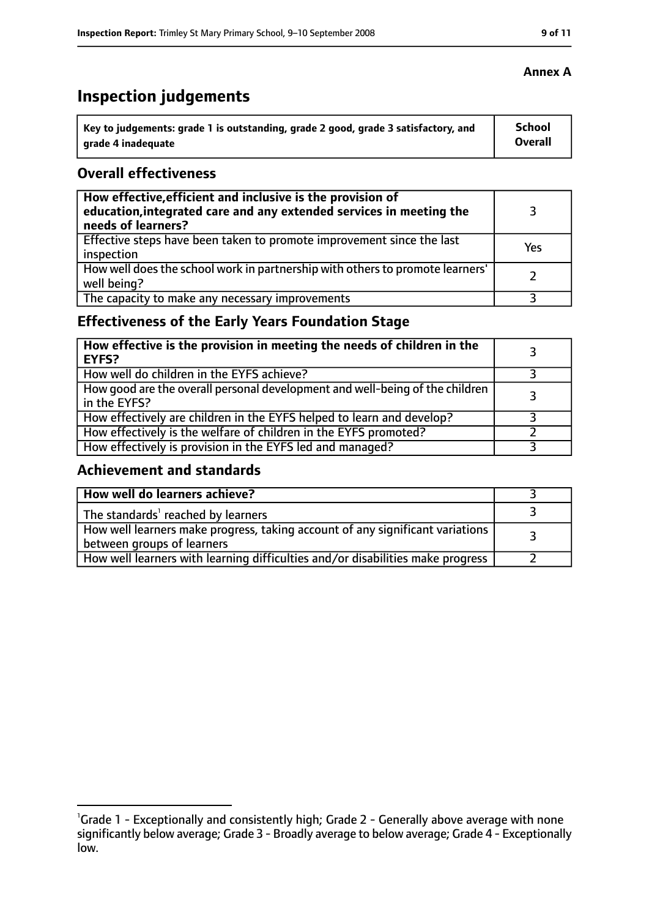**Annex A**

# Inspection judgements

| Key to judgements: grade 1 is outstanding, grade 2 good, grade 3 satisfactory, and grade 4 inadequate | School Overall |
|---|---|

## Overall effectiveness

| | |
|---|---|
| **How effective, efficient and inclusive is the provision of education, integrated care and any extended services in meeting the needs of learners?** | 3 |
| Effective steps have been taken to promote improvement since the last inspection | Yes |
| How well does the school work in partnership with others to promote learners' well being? | 2 |
| The capacity to make any necessary improvements | 3 |

## Effectiveness of the Early Years Foundation Stage

| | |
|---|---|
| **How effective is the provision in meeting the needs of children in the EYFS?** | 3 |
| How well do children in the EYFS achieve? | 3 |
| How good are the overall personal development and well-being of the children in the EYFS? | 3 |
| How effectively are children in the EYFS helped to learn and develop? | 3 |
| How effectively is the welfare of children in the EYFS promoted? | 2 |
| How effectively is provision in the EYFS led and managed? | 3 |

## Achievement and standards

| | |
|---|---|
| **How well do learners achieve?** | 3 |
| The standards[1] reached by learners | 3 |
| How well learners make progress, taking account of any significant variations between groups of learners | 3 |
| How well learners with learning difficulties and/or disabilities make progress | 2 |

[1]Grade 1 - Exceptionally and consistently high; Grade 2 - Generally above average with none significantly below average; Grade 3 - Broadly average to below average; Grade 4 - Exceptionally low.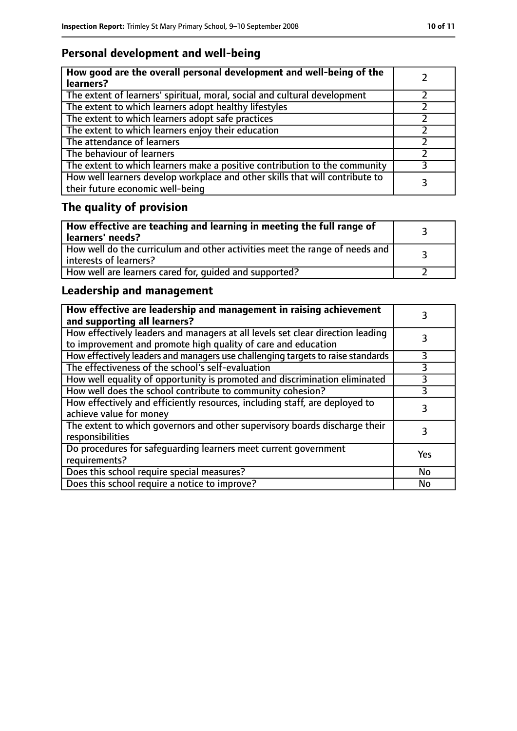## Personal development and well-being

| **How good are the overall personal development and well-being of the learners?** | 2 |
|---|---|
| The extent of learners' spiritual, moral, social and cultural development | 2 |
| The extent to which learners adopt healthy lifestyles | 2 |
| The extent to which learners adopt safe practices | 2 |
| The extent to which learners enjoy their education | 2 |
| The attendance of learners | 2 |
| The behaviour of learners | 2 |
| The extent to which learners make a positive contribution to the community | 3 |
| How well learners develop workplace and other skills that will contribute to their future economic well-being | 3 |

## The quality of provision

| **How effective are teaching and learning in meeting the full range of learners' needs?** | 3 |
|---|---|
| How well do the curriculum and other activities meet the range of needs and interests of learners? | 3 |
| How well are learners cared for, guided and supported? | 2 |

## Leadership and management

| **How effective are leadership and management in raising achievement and supporting all learners?** | 3 |
|---|---|
| How effectively leaders and managers at all levels set clear direction leading to improvement and promote high quality of care and education | 3 |
| How effectively leaders and managers use challenging targets to raise standards | 3 |
| The effectiveness of the school's self-evaluation | 3 |
| How well equality of opportunity is promoted and discrimination eliminated | 3 |
| How well does the school contribute to community cohesion? | 3 |
| How effectively and efficiently resources, including staff, are deployed to achieve value for money | 3 |
| The extent to which governors and other supervisory boards discharge their responsibilities | 3 |
| Do procedures for safeguarding learners meet current government requirements? | Yes |
| Does this school require special measures? | No |
| Does this school require a notice to improve? | No |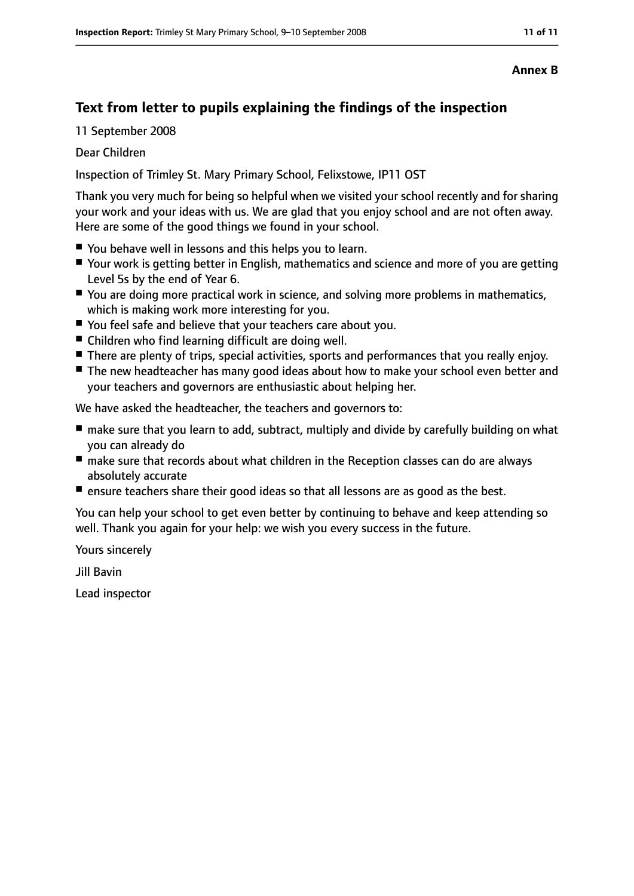**Annex B**

## Text from letter to pupils explaining the findings of the inspection

11 September 2008

Dear Children

Inspection of Trimley St. Mary Primary School, Felixstowe, IP11 OST

Thank you very much for being so helpful when we visited your school recently and for sharing your work and your ideas with us. We are glad that you enjoy school and are not often away. Here are some of the good things we found in your school.

- You behave well in lessons and this helps you to learn.
- Your work is getting better in English, mathematics and science and more of you are getting Level 5s by the end of Year 6.
- You are doing more practical work in science, and solving more problems in mathematics, which is making work more interesting for you.
- You feel safe and believe that your teachers care about you.
- Children who find learning difficult are doing well.
- There are plenty of trips, special activities, sports and performances that you really enjoy.
- The new headteacher has many good ideas about how to make your school even better and your teachers and governors are enthusiastic about helping her.

We have asked the headteacher, the teachers and governors to:

- make sure that you learn to add, subtract, multiply and divide by carefully building on what you can already do
- make sure that records about what children in the Reception classes can do are always absolutely accurate
- ensure teachers share their good ideas so that all lessons are as good as the best.

You can help your school to get even better by continuing to behave and keep attending so well. Thank you again for your help: we wish you every success in the future.

Yours sincerely

Jill Bavin

Lead inspector